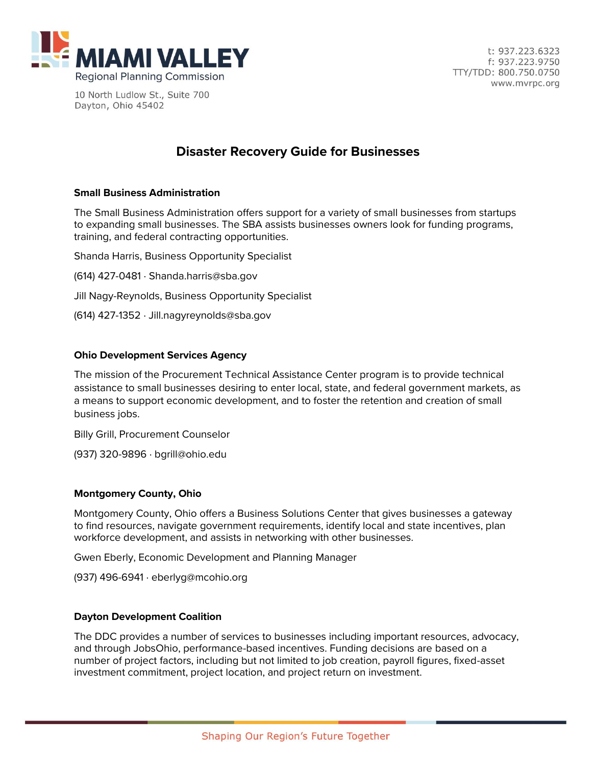**MIAMI VALLEY**
Regional Planning Commission

10 North Ludlow St., Suite 700
Dayton, Ohio 45402

t: 937.223.6323
f: 937.223.9750
TTY/TDD: 800.750.0750
www.mvrpc.org

# Disaster Recovery Guide for Businesses

### Small Business Administration

The Small Business Administration offers support for a variety of small businesses from startups to expanding small businesses. The SBA assists businesses owners look for funding programs, training, and federal contracting opportunities.

Shanda Harris, Business Opportunity Specialist

(614) 427-0481 · Shanda.harris@sba.gov

Jill Nagy-Reynolds, Business Opportunity Specialist

(614) 427-1352 · Jill.nagyreynolds@sba.gov

### Ohio Development Services Agency

The mission of the Procurement Technical Assistance Center program is to provide technical assistance to small businesses desiring to enter local, state, and federal government markets, as a means to support economic development, and to foster the retention and creation of small business jobs.

Billy Grill, Procurement Counselor

(937) 320-9896 · bgrill@ohio.edu

### Montgomery County, Ohio

Montgomery County, Ohio offers a Business Solutions Center that gives businesses a gateway to find resources, navigate government requirements, identify local and state incentives, plan workforce development, and assists in networking with other businesses.

Gwen Eberly, Economic Development and Planning Manager

(937) 496-6941 · eberlyg@mcohio.org

### Dayton Development Coalition

The DDC provides a number of services to businesses including important resources, advocacy, and through JobsOhio, performance-based incentives. Funding decisions are based on a number of project factors, including but not limited to job creation, payroll figures, fixed-asset investment commitment, project location, and project return on investment.

Shaping Our Region's Future Together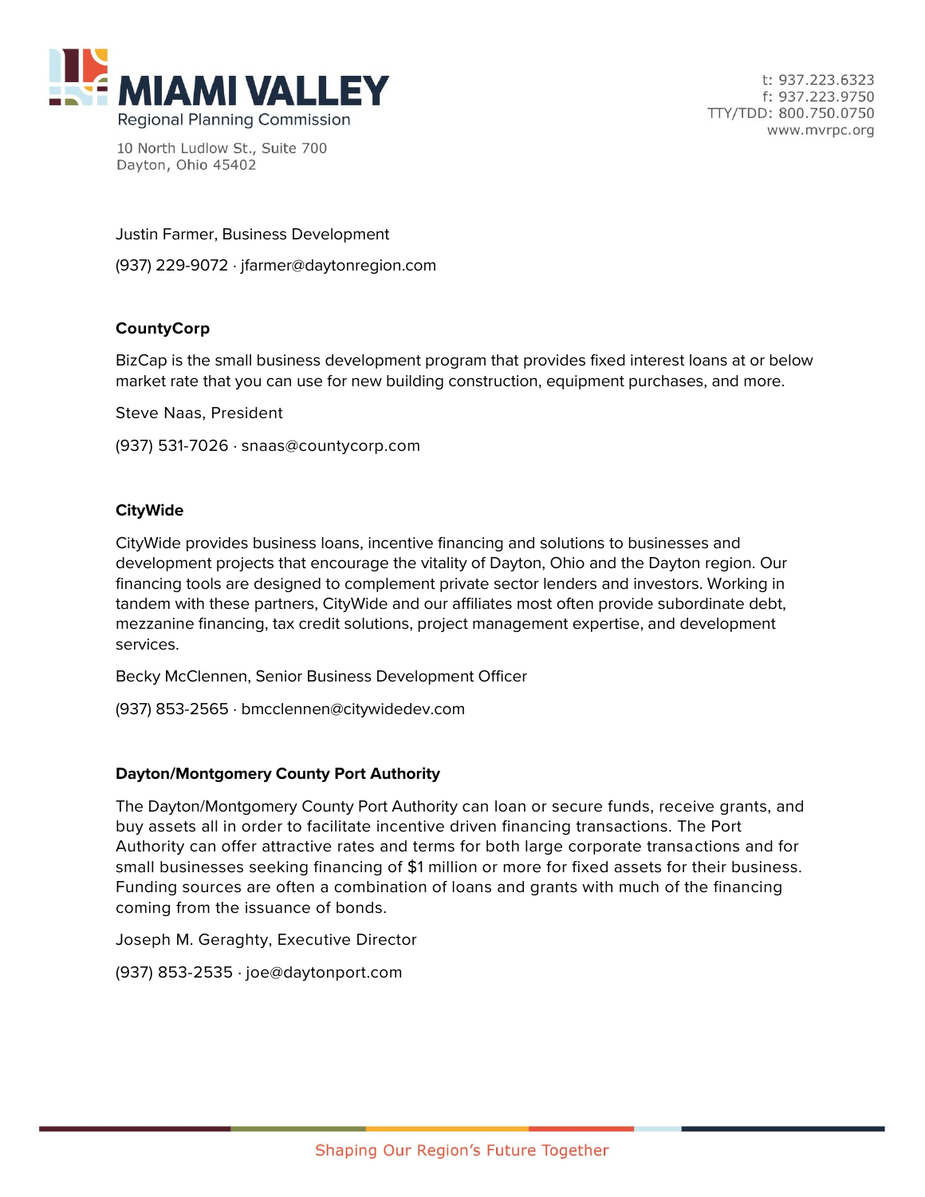Justin Farmer, Business Development

(937) 229-9072 · jfarmer@daytonregion.com

**CountyCorp**

BizCap is the small business development program that provides fixed interest loans at or below market rate that you can use for new building construction, equipment purchases, and more.

Steve Naas, President

(937) 531-7026 · snaas@countycorp.com

**CityWide**

CityWide provides business loans, incentive financing and solutions to businesses and development projects that encourage the vitality of Dayton, Ohio and the Dayton region. Our financing tools are designed to complement private sector lenders and investors. Working in tandem with these partners, CityWide and our affiliates most often provide subordinate debt, mezzanine financing, tax credit solutions, project management expertise, and development services.

Becky McClennen, Senior Business Development Officer

(937) 853-2565 · bmcclennen@citywidedev.com

**Dayton/Montgomery County Port Authority**

The Dayton/Montgomery County Port Authority can loan or secure funds, receive grants, and buy assets all in order to facilitate incentive driven financing transactions. The Port Authority can offer attractive rates and terms for both large corporate transactions and for small businesses seeking financing of $1 million or more for fixed assets for their business. Funding sources are often a combination of loans and grants with much of the financing coming from the issuance of bonds.

Joseph M. Geraghty, Executive Director

(937) 853-2535 · joe@daytonport.com